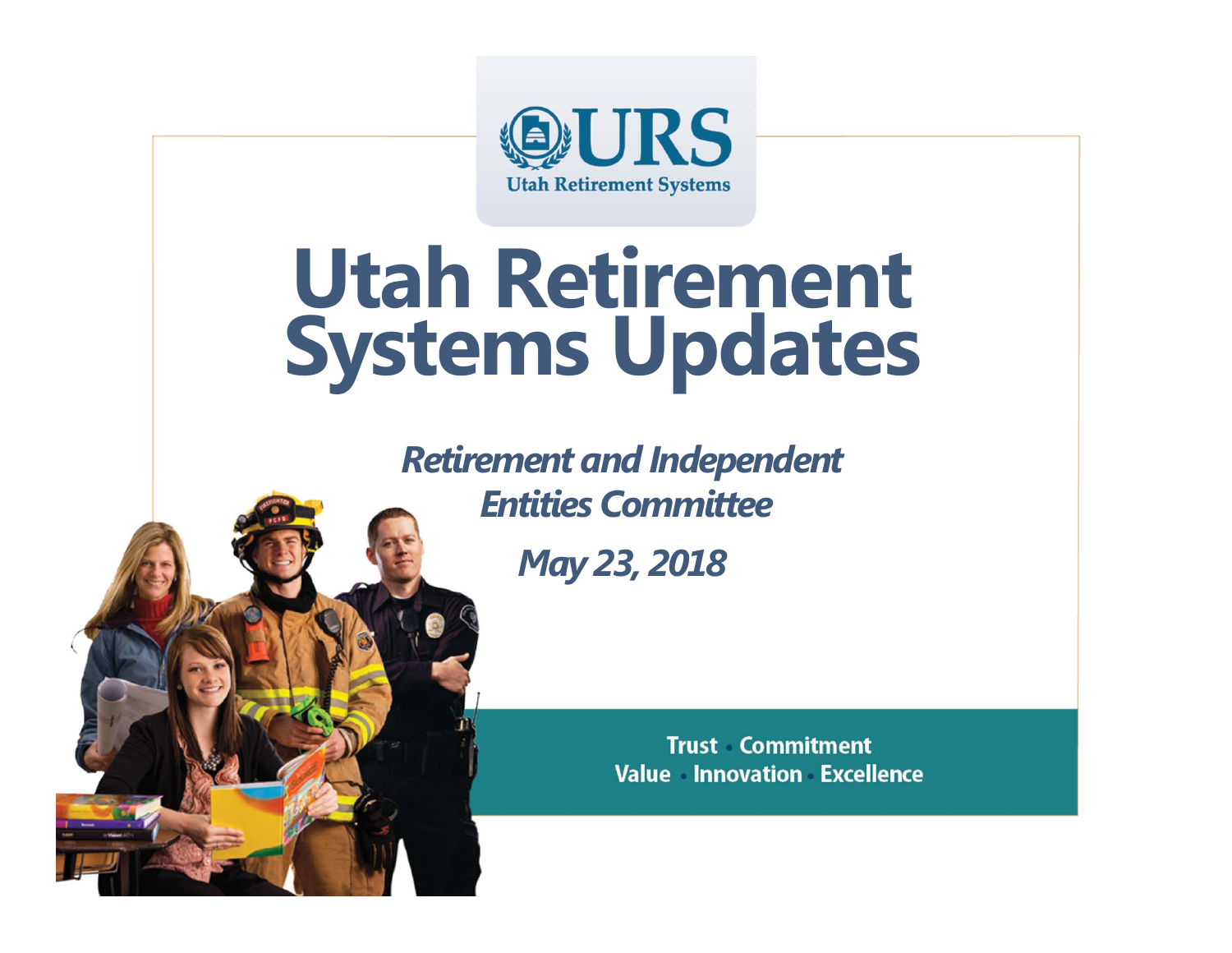URS
Utah Retirement Systems

# Utah Retirement Systems Updates

*Retirement and Independent Entities Committee*

*May 23, 2018*

Trust · Commitment
Value · Innovation · Excellence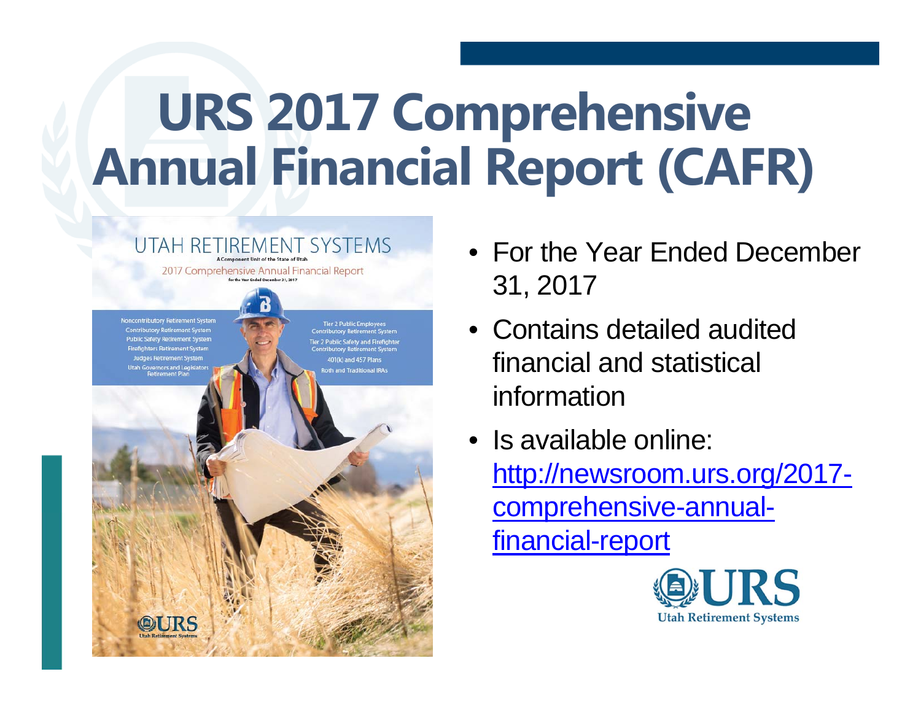# URS 2017 Comprehensive Annual Financial Report (CAFR)

- For the Year Ended December 31, 2017
- Contains detailed audited financial and statistical information
- Is available online: [http://newsroom.urs.org/2017-comprehensive-annual-financial-report](http://newsroom.urs.org/2017-comprehensive-annual-financial-report)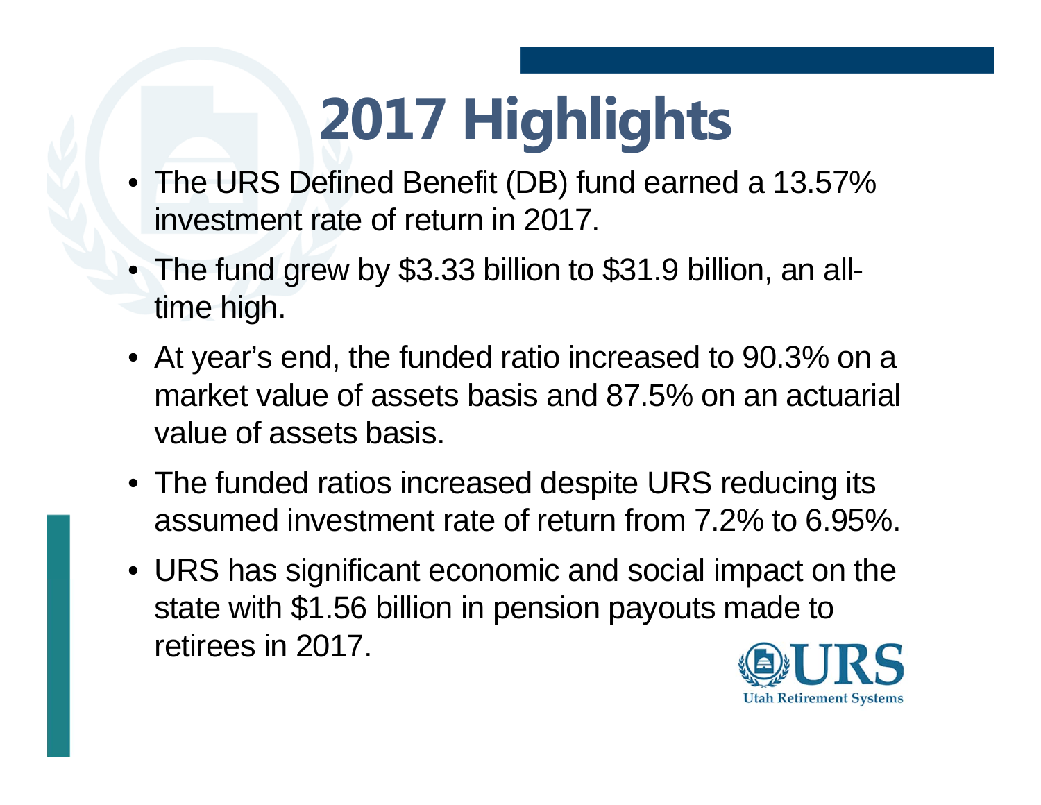# 2017 Highlights

- The URS Defined Benefit (DB) fund earned a 13.57% investment rate of return in 2017.
- The fund grew by $3.33 billion to $31.9 billion, an all-time high.
- At year's end, the funded ratio increased to 90.3% on a market value of assets basis and 87.5% on an actuarial value of assets basis.
- The funded ratios increased despite URS reducing its assumed investment rate of return from 7.2% to 6.95%.
- URS has significant economic and social impact on the state with $1.56 billion in pension payouts made to retirees in 2017.

URS Utah Retirement Systems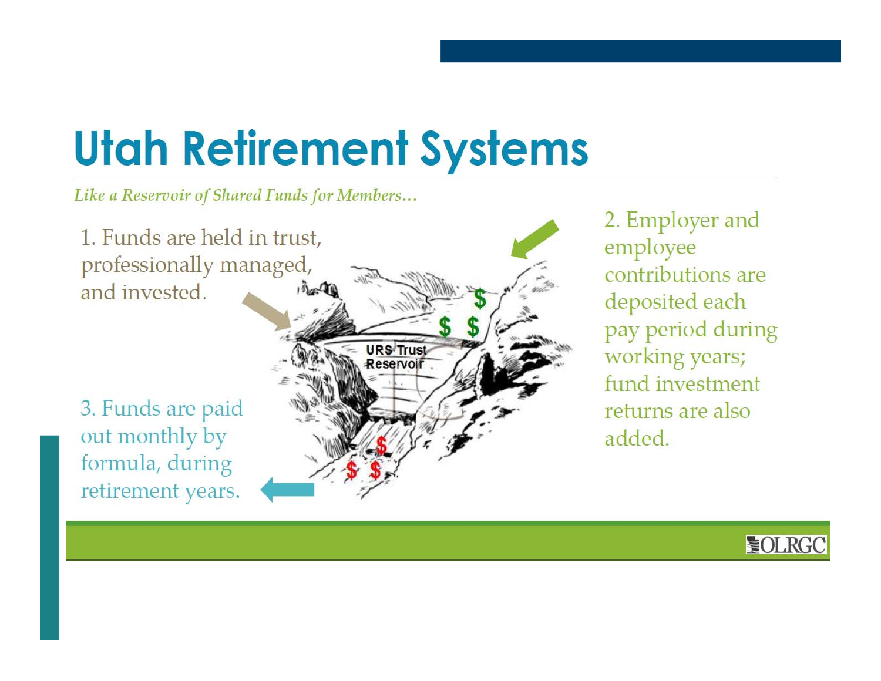# Utah Retirement Systems

*Like a Reservoir of Shared Funds for Members…*

1. Funds are held in trust, professionally managed, and invested.

2. Employer and employee contributions are deposited each pay period during working years; fund investment returns are also added.

3. Funds are paid out monthly by formula, during retirement years.

URS Trust Reservoir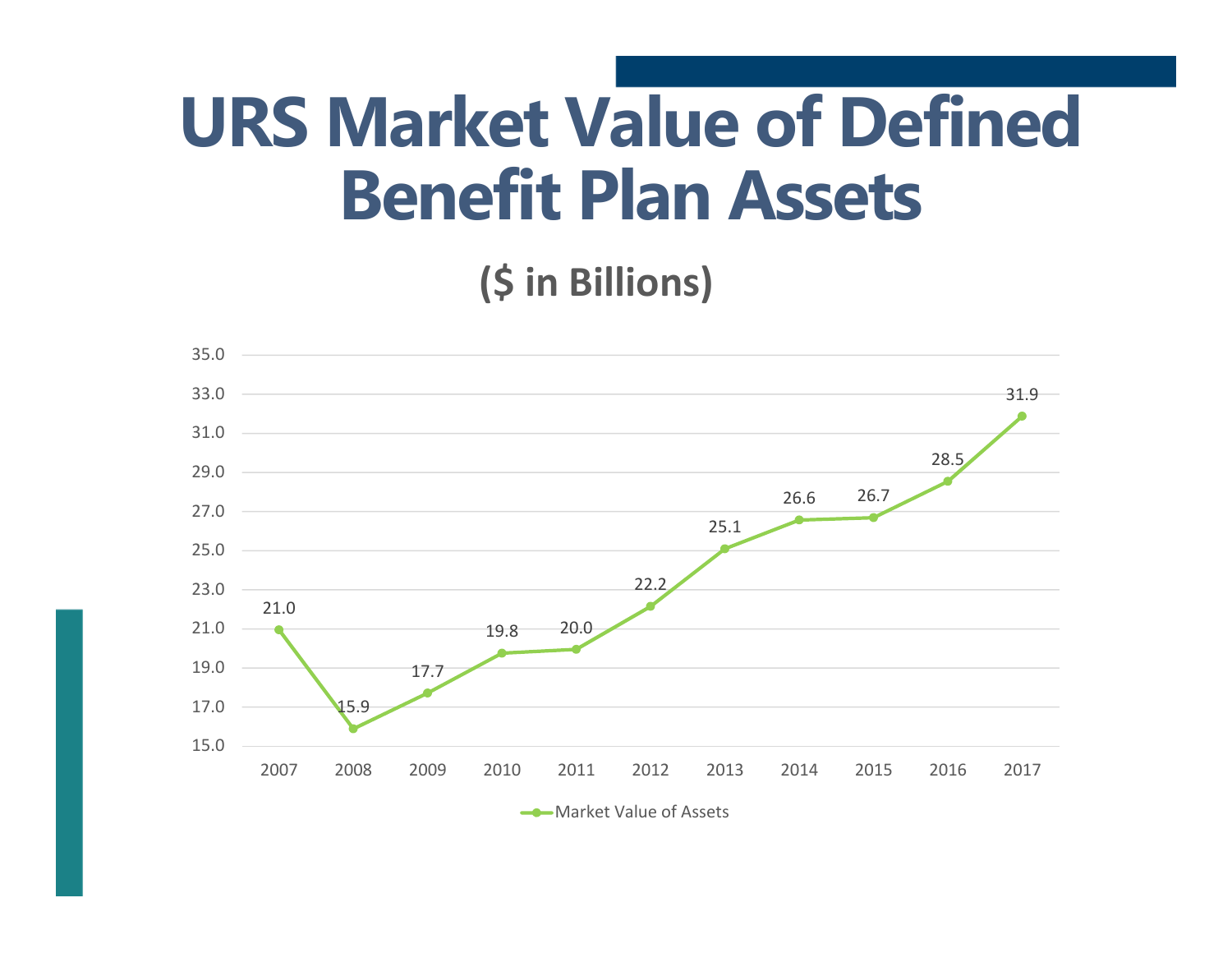# URS Market Value of Defined Benefit Plan Assets

## ($ in Billions)

| Year | Market Value of Assets |
|---|---|
| 2007 | 21.0 |
| 2008 | 15.9 |
| 2009 | 17.7 |
| 2010 | 19.8 |
| 2011 | 20.0 |
| 2012 | 22.2 |
| 2013 | 25.1 |
| 2014 | 26.6 |
| 2015 | 26.7 |
| 2016 | 28.5 |
| 2017 | 31.9 |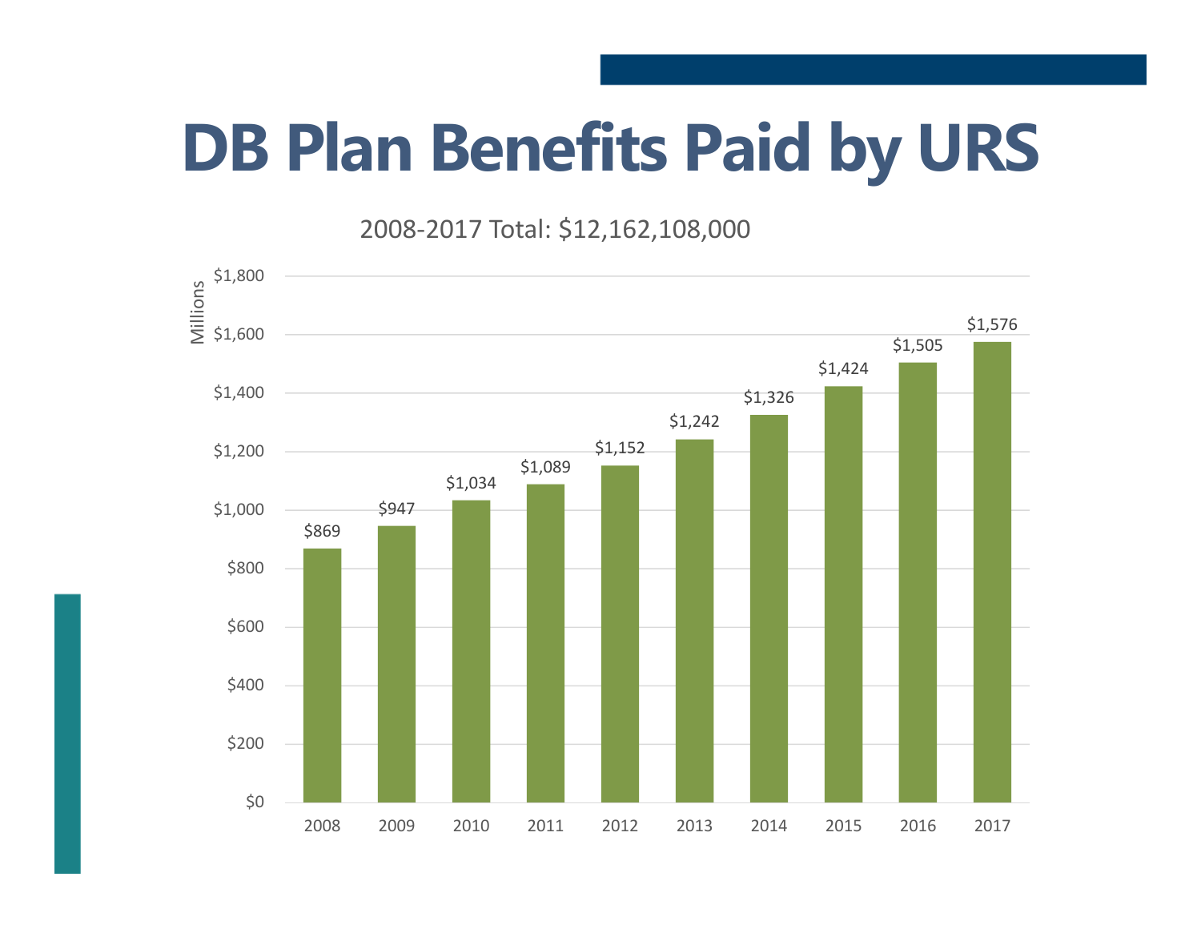# DB Plan Benefits Paid by URS

2008-2017 Total: $12,162,108,000

| Year | Benefits Paid (Millions) |
|---|---|
| 2008 | $869 |
| 2009 | $947 |
| 2010 | $1,034 |
| 2011 | $1,089 |
| 2012 | $1,152 |
| 2013 | $1,242 |
| 2014 | $1,326 |
| 2015 | $1,424 |
| 2016 | $1,505 |
| 2017 | $1,576 |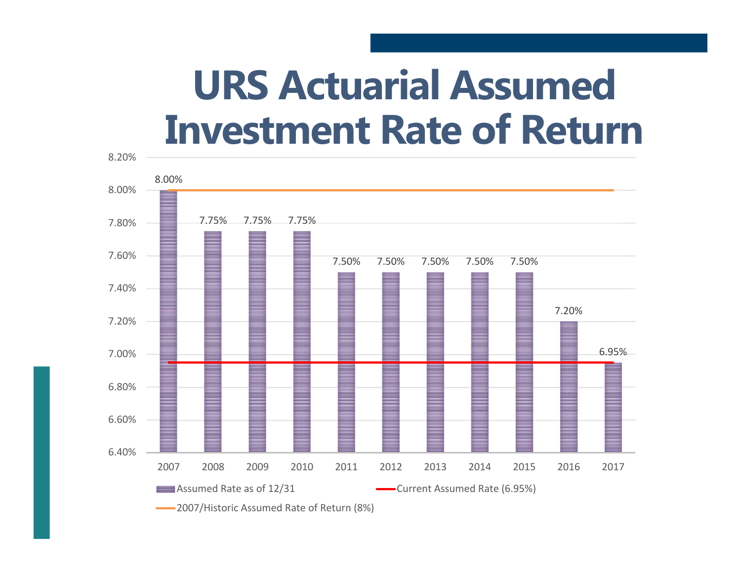# URS Actuarial Assumed Investment Rate of Return

| Year | Assumed Rate as of 12/31 |
|---|---|
| 2007 | 8.00% |
| 2008 | 7.75% |
| 2009 | 7.75% |
| 2010 | 7.75% |
| 2011 | 7.50% |
| 2012 | 7.50% |
| 2013 | 7.50% |
| 2014 | 7.50% |
| 2015 | 7.50% |
| 2016 | 7.20% |
| 2017 | 6.95% |

- Assumed Rate as of 12/31
- Current Assumed Rate (6.95%)
- 2007/Historic Assumed Rate of Return (8%)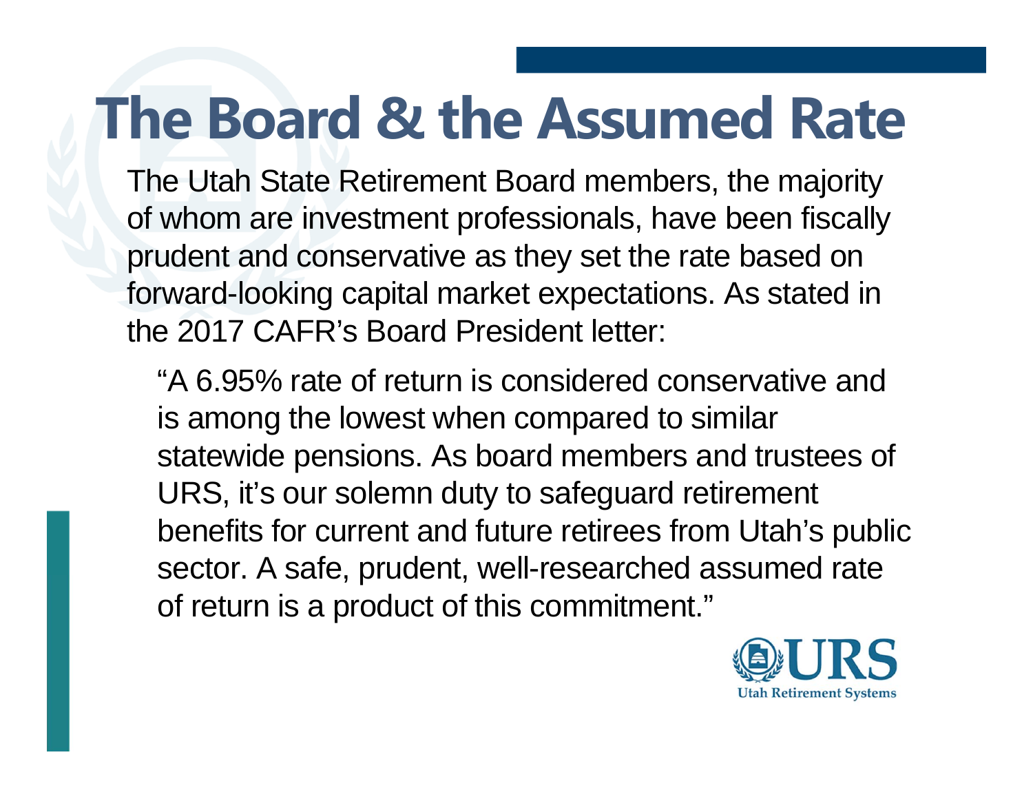# The Board & the Assumed Rate

The Utah State Retirement Board members, the majority of whom are investment professionals, have been fiscally prudent and conservative as they set the rate based on forward-looking capital market expectations. As stated in the 2017 CAFR's Board President letter:

> "A 6.95% rate of return is considered conservative and is among the lowest when compared to similar statewide pensions. As board members and trustees of URS, it's our solemn duty to safeguard retirement benefits for current and future retirees from Utah's public sector. A safe, prudent, well-researched assumed rate of return is a product of this commitment."

URS
Utah Retirement Systems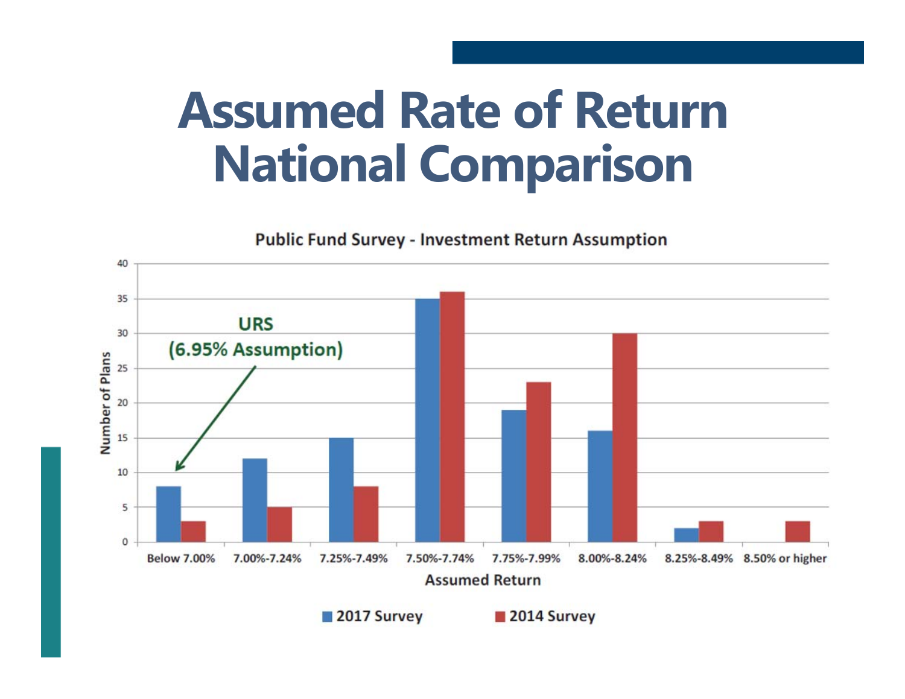# Assumed Rate of Return National Comparison

**Public Fund Survey - Investment Return Assumption**

| Assumed Return | 2017 Survey | 2014 Survey |
|---|---|---|
| Below 7.00% | 8 | 3 |
| 7.00%-7.24% | 12 | 5 |
| 7.25%-7.49% | 15 | 8 |
| 7.50%-7.74% | 35 | 36 |
| 7.75%-7.99% | 19 | 23 |
| 8.00%-8.24% | 16 | 30 |
| 8.25%-8.49% | 2 | 3 |
| 8.50% or higher | | 3 |

URS (6.95% Assumption)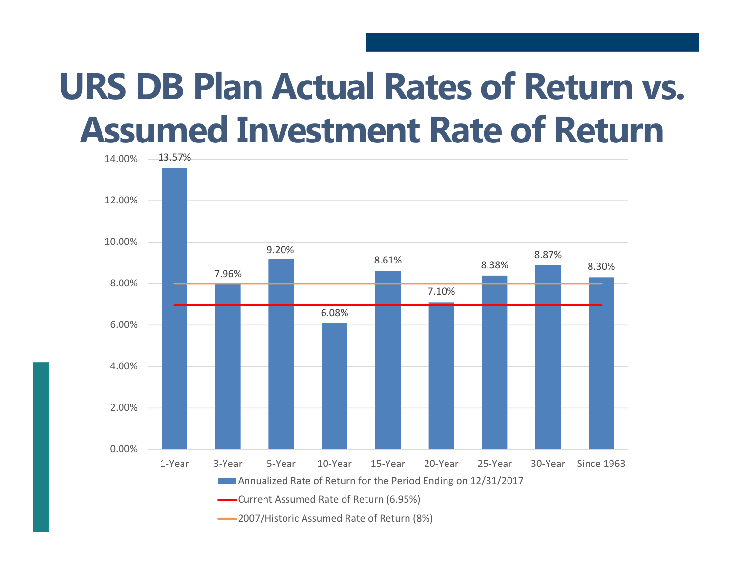# URS DB Plan Actual Rates of Return vs. Assumed Investment Rate of Return

| Period | Annualized Rate of Return for the Period Ending on 12/31/2017 |
|---|---|
| 1-Year | 13.57% |
| 3-Year | 7.96% |
| 5-Year | 9.20% |
| 10-Year | 6.08% |
| 15-Year | 8.61% |
| 20-Year | 7.10% |
| 25-Year | 8.38% |
| 30-Year | 8.87% |
| Since 1963 | 8.30% |

- Annualized Rate of Return for the Period Ending on 12/31/2017
- Current Assumed Rate of Return (6.95%)
- 2007/Historic Assumed Rate of Return (8%)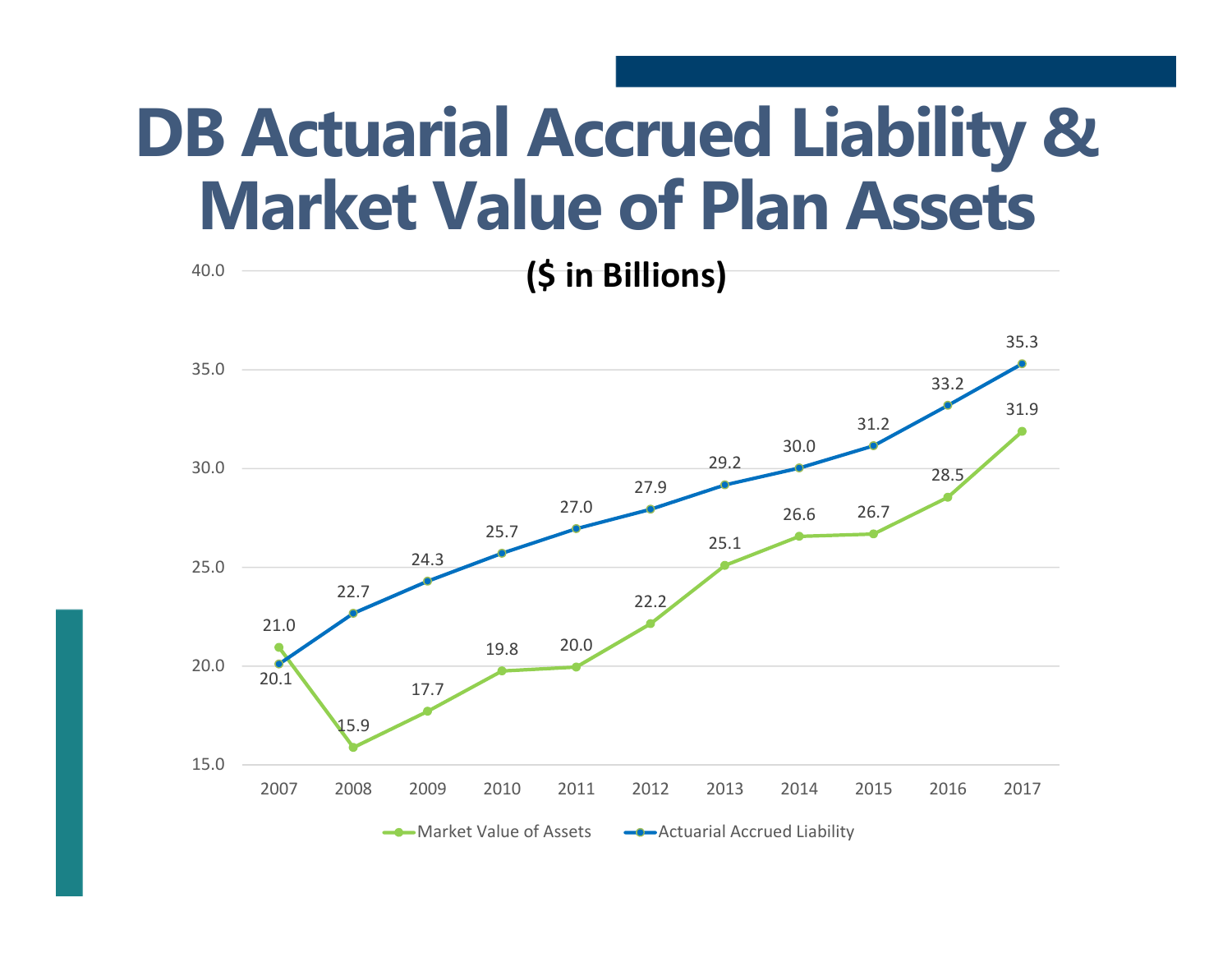# DB Actuarial Accrued Liability & Market Value of Plan Assets

**($ in Billions)**

| Year | Market Value of Assets | Actuarial Accrued Liability |
|---|---|---|
| 2007 | 21.0 | 20.1 |
| 2008 | 15.9 | 22.7 |
| 2009 | 17.7 | 24.3 |
| 2010 | 19.8 | 25.7 |
| 2011 | 20.0 | 27.0 |
| 2012 | 22.2 | 27.9 |
| 2013 | 25.1 | 29.2 |
| 2014 | 26.6 | 30.0 |
| 2015 | 26.7 | 31.2 |
| 2016 | 28.5 | 33.2 |
| 2017 | 31.9 | 35.3 |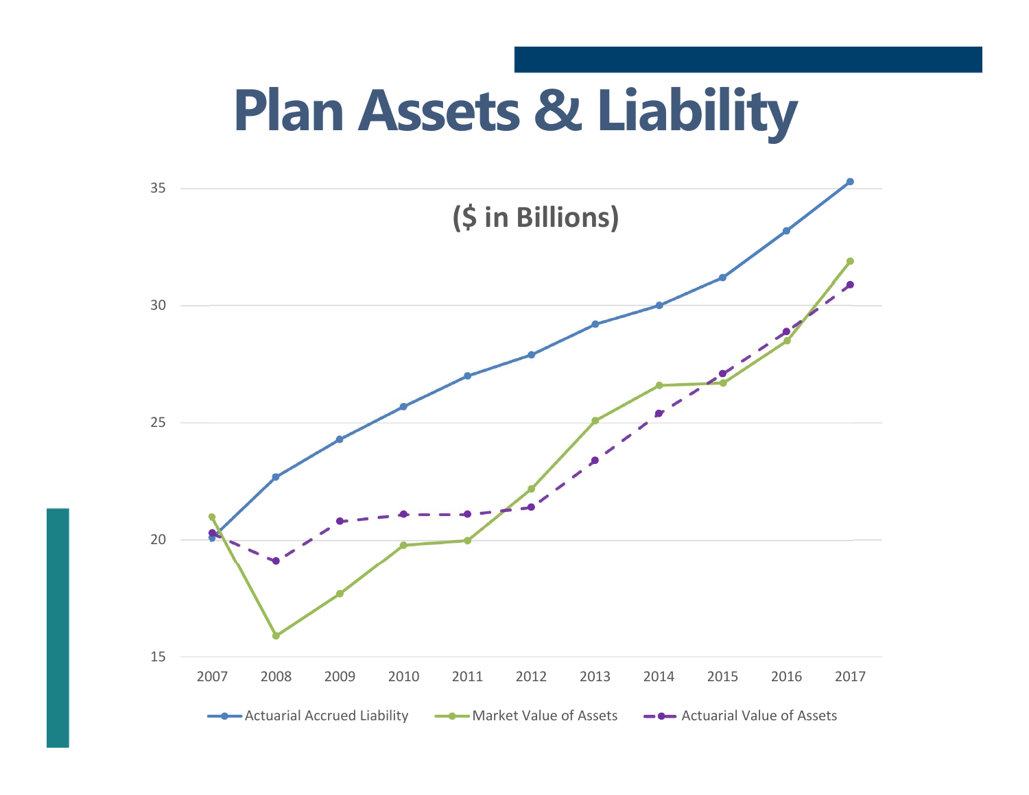# Plan Assets & Liability

($ in Billions)

35

30

25

20

15

2007 2008 2009 2010 2011 2012 2013 2014 2015 2016 2017

Actuarial Accrued Liability — Market Value of Assets — Actuarial Value of Assets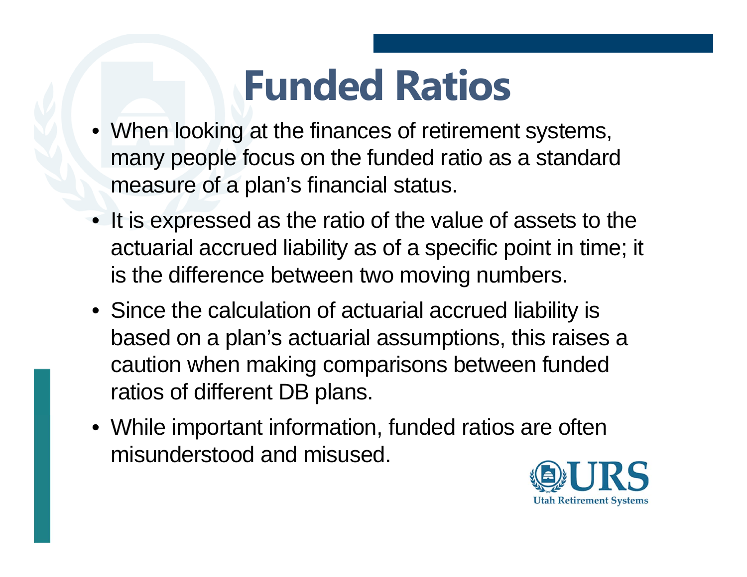# Funded Ratios

- When looking at the finances of retirement systems, many people focus on the funded ratio as a standard measure of a plan's financial status.
- It is expressed as the ratio of the value of assets to the actuarial accrued liability as of a specific point in time; it is the difference between two moving numbers.
- Since the calculation of actuarial accrued liability is based on a plan's actuarial assumptions, this raises a caution when making comparisons between funded ratios of different DB plans.
- While important information, funded ratios are often misunderstood and misused.

URS
Utah Retirement Systems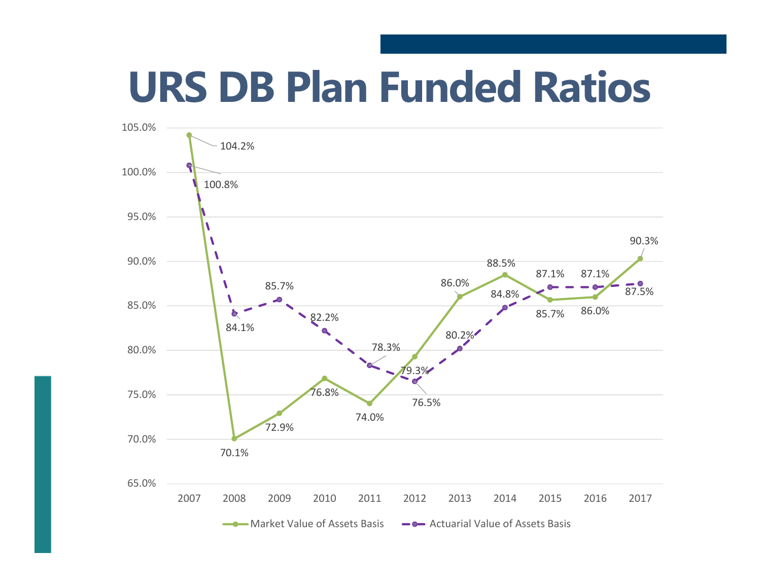# URS DB Plan Funded Ratios

| Year | Market Value of Assets Basis | Actuarial Value of Assets Basis |
|---|---|---|
| 2007 | 104.2% | 100.8% |
| 2008 | 70.1% | 84.1% |
| 2009 | 72.9% | 85.7% |
| 2010 | 76.8% | 82.2% |
| 2011 | 74.0% | 78.3% |
| 2012 | 79.3% | 76.5% |
| 2013 | 86.0% | 80.2% |
| 2014 | 88.5% | 84.8% |
| 2015 | 85.7% | 87.1% |
| 2016 | 86.0% | 87.1% |
| 2017 | 90.3% | 87.5% |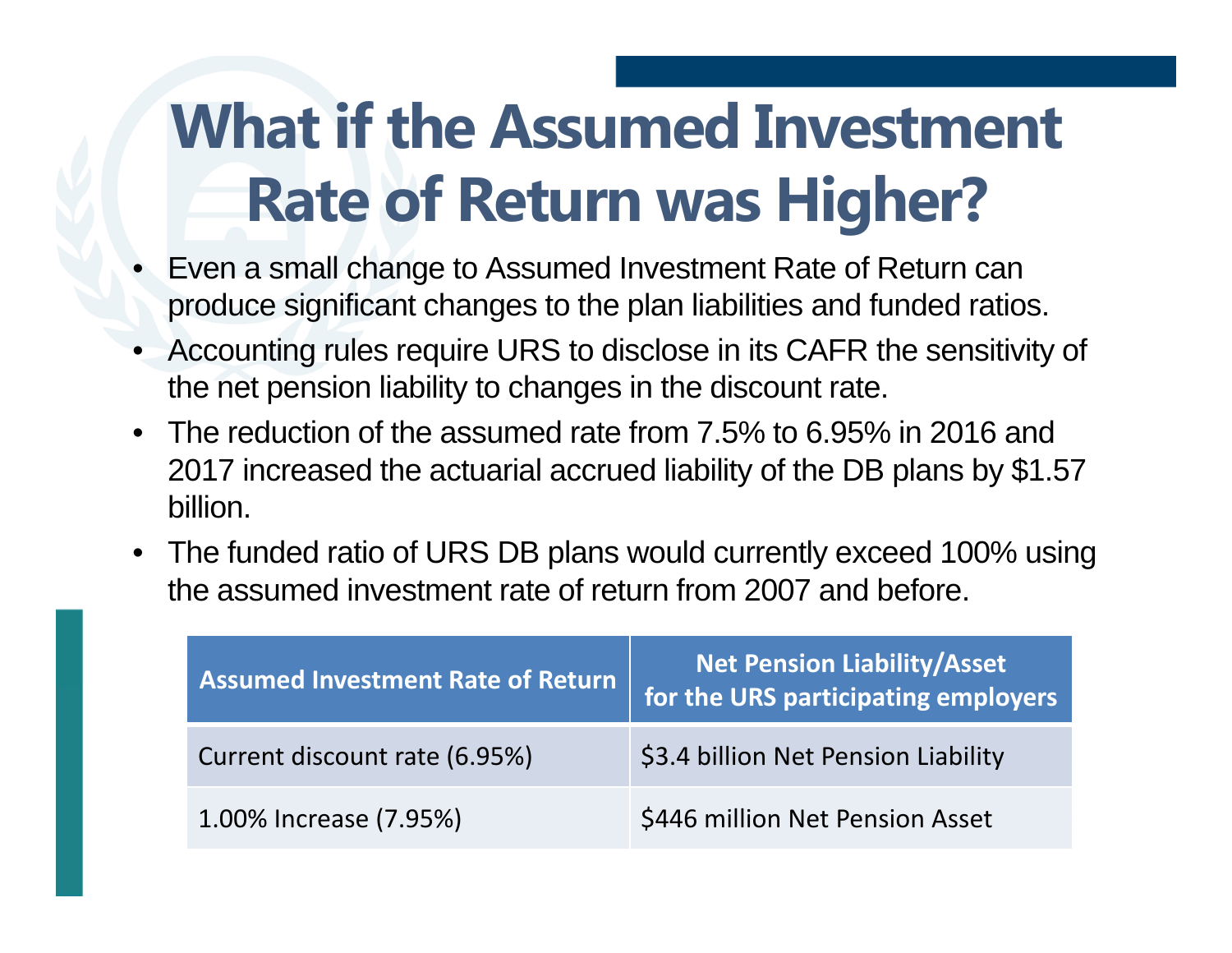# What if the Assumed Investment Rate of Return was Higher?

- Even a small change to Assumed Investment Rate of Return can produce significant changes to the plan liabilities and funded ratios.
- Accounting rules require URS to disclose in its CAFR the sensitivity of the net pension liability to changes in the discount rate.
- The reduction of the assumed rate from 7.5% to 6.95% in 2016 and 2017 increased the actuarial accrued liability of the DB plans by $1.57 billion.
- The funded ratio of URS DB plans would currently exceed 100% using the assumed investment rate of return from 2007 and before.

| Assumed Investment Rate of Return | Net Pension Liability/Asset for the URS participating employers |
|---|---|
| Current discount rate (6.95%) | $3.4 billion Net Pension Liability |
| 1.00% Increase (7.95%) | $446 million Net Pension Asset |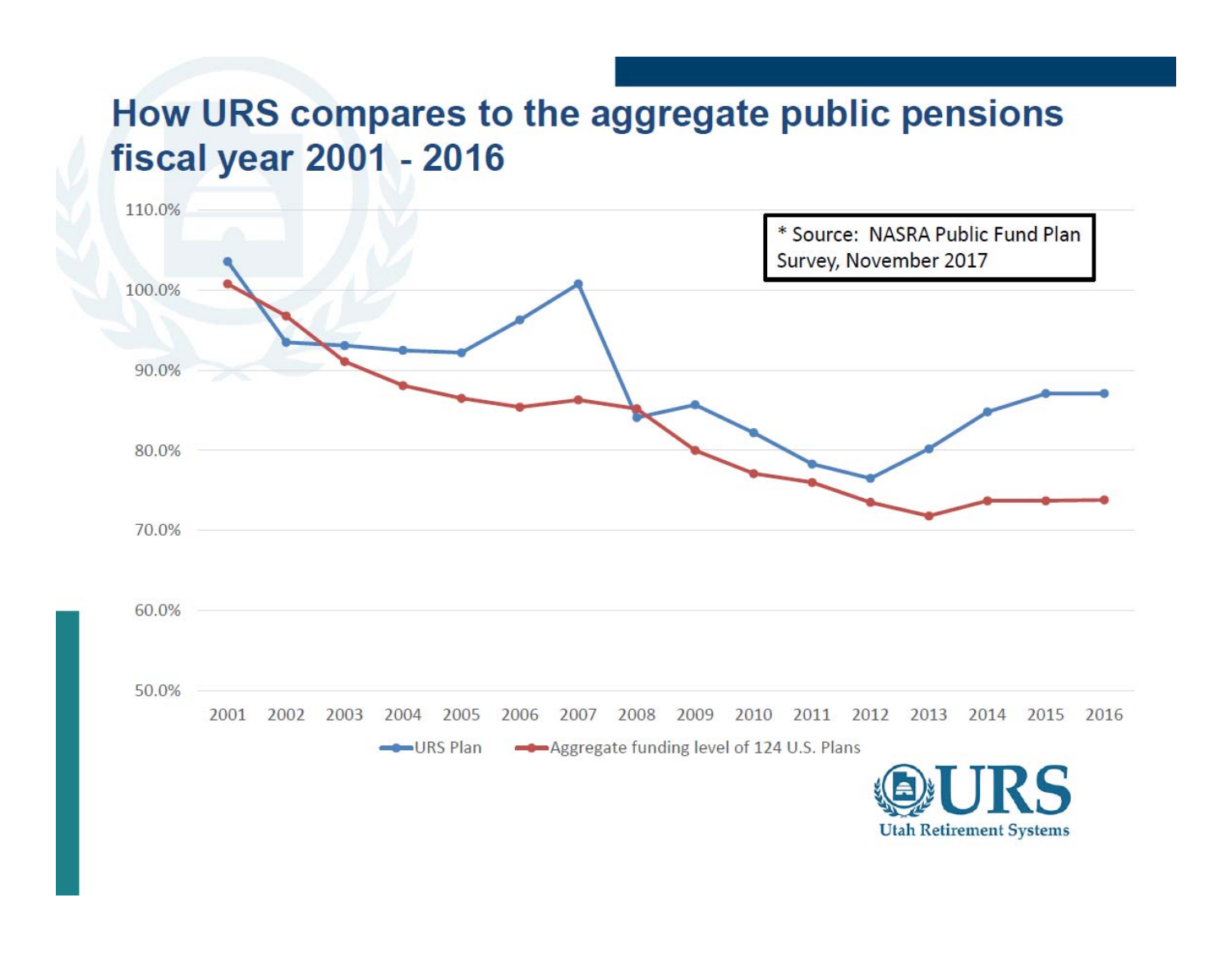# How URS compares to the aggregate public pensions fiscal year 2001 - 2016

* Source: NASRA Public Fund Plan Survey, November 2017

110.0%
100.0%
90.0%
80.0%
70.0%
60.0%
50.0%

2001 2002 2003 2004 2005 2006 2007 2008 2009 2010 2011 2012 2013 2014 2015 2016

URS Plan — Aggregate funding level of 124 U.S. Plans

URS Utah Retirement Systems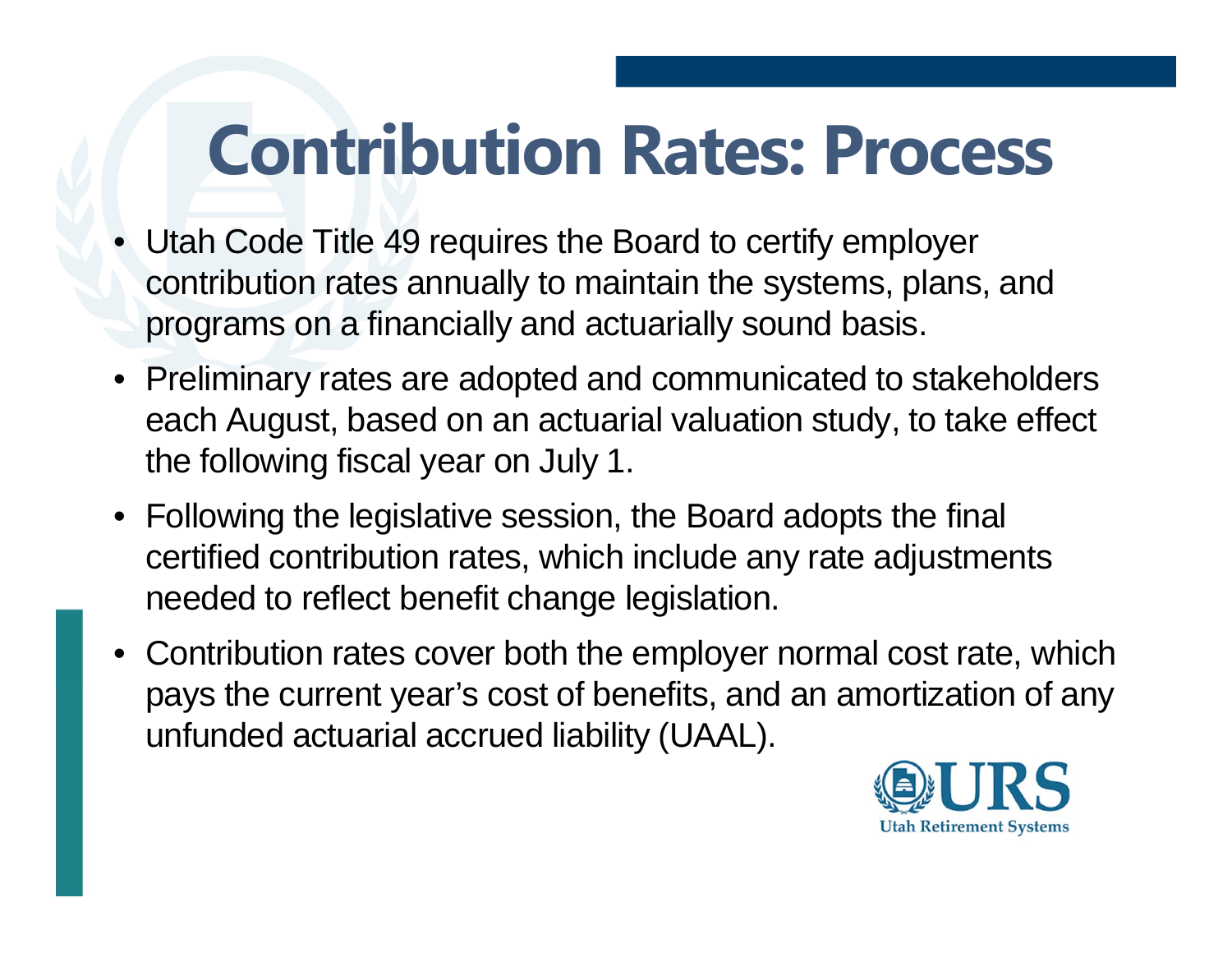# Contribution Rates: Process

- Utah Code Title 49 requires the Board to certify employer contribution rates annually to maintain the systems, plans, and programs on a financially and actuarially sound basis.
- Preliminary rates are adopted and communicated to stakeholders each August, based on an actuarial valuation study, to take effect the following fiscal year on July 1.
- Following the legislative session, the Board adopts the final certified contribution rates, which include any rate adjustments needed to reflect benefit change legislation.
- Contribution rates cover both the employer normal cost rate, which pays the current year's cost of benefits, and an amortization of any unfunded actuarial accrued liability (UAAL).

URS
Utah Retirement Systems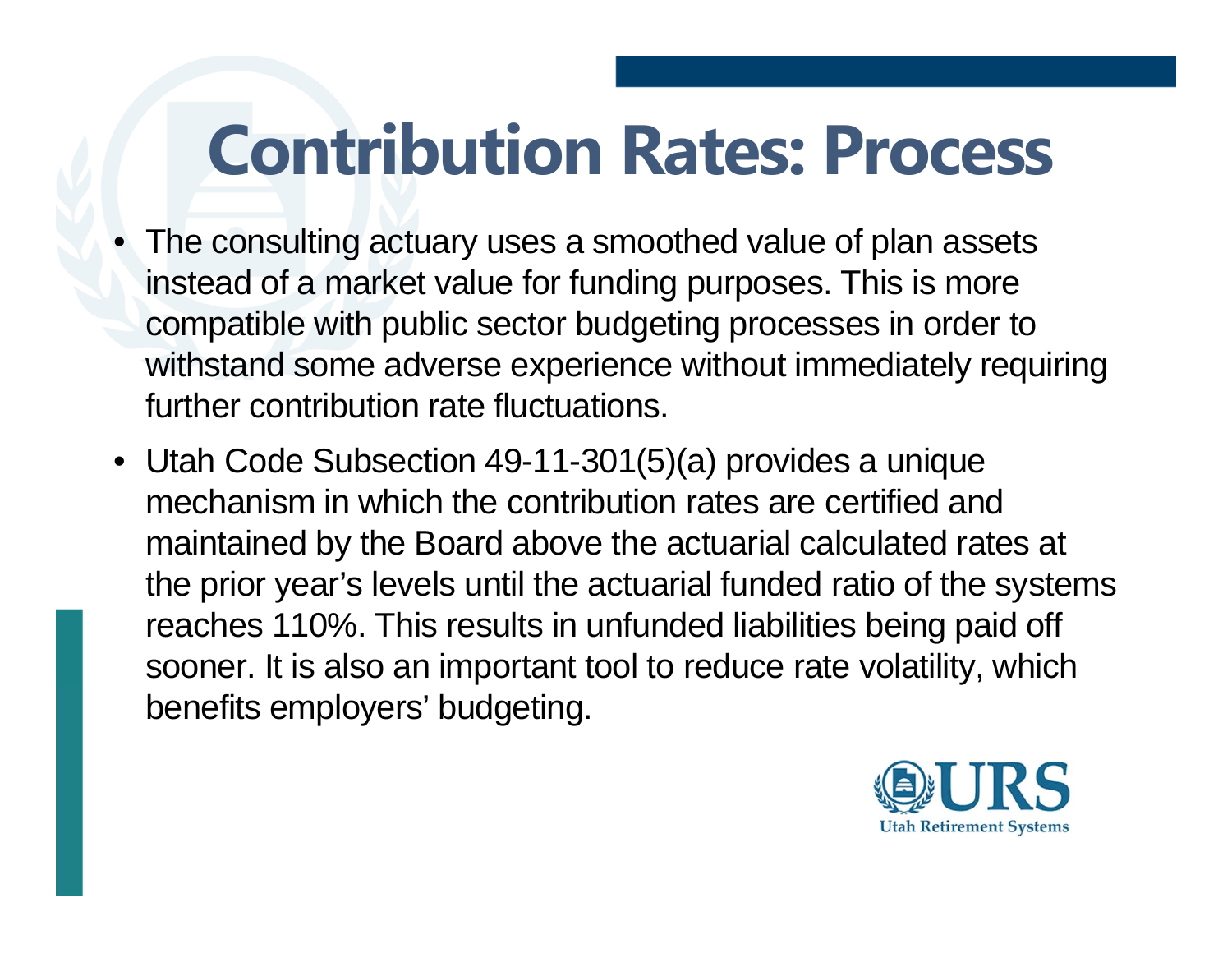# Contribution Rates: Process

- The consulting actuary uses a smoothed value of plan assets instead of a market value for funding purposes. This is more compatible with public sector budgeting processes in order to withstand some adverse experience without immediately requiring further contribution rate fluctuations.
- Utah Code Subsection 49-11-301(5)(a) provides a unique mechanism in which the contribution rates are certified and maintained by the Board above the actuarial calculated rates at the prior year's levels until the actuarial funded ratio of the systems reaches 110%. This results in unfunded liabilities being paid off sooner. It is also an important tool to reduce rate volatility, which benefits employers' budgeting.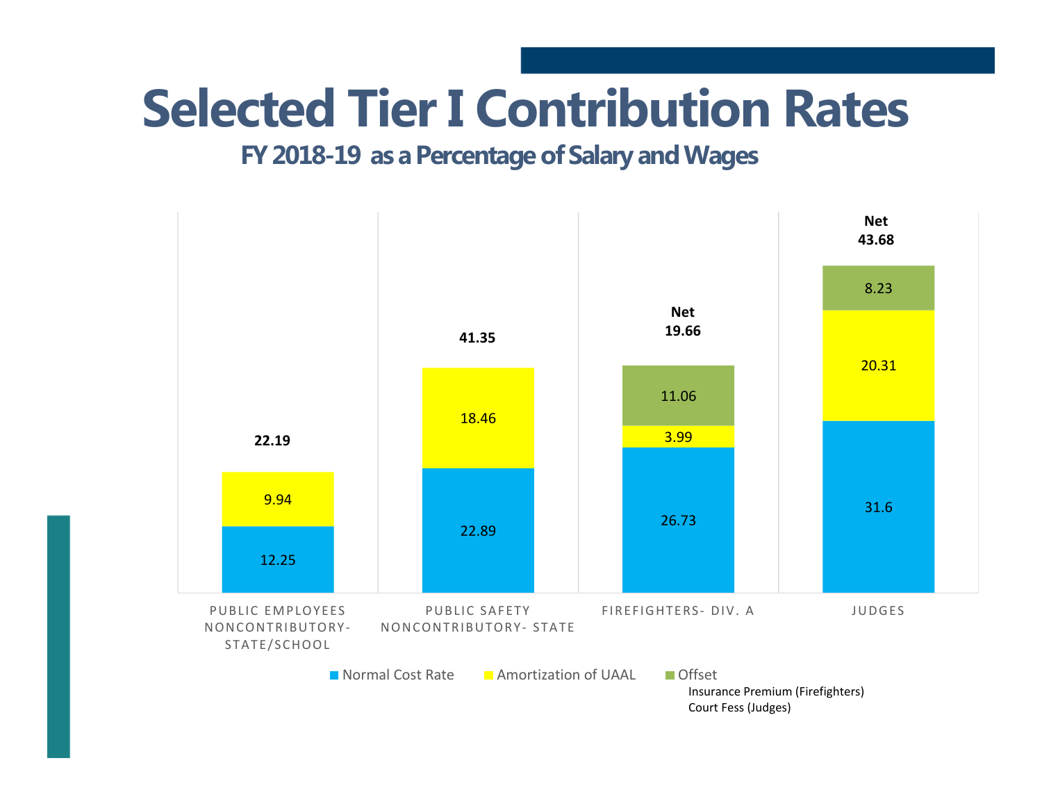# Selected Tier I Contribution Rates

## FY 2018-19 as a Percentage of Salary and Wages

| | Normal Cost Rate | Amortization of UAAL | Offset | Total |
|---|---|---|---|---|
| PUBLIC EMPLOYEES NONCONTRIBUTORY-STATE/SCHOOL | 12.25 | 9.94 | | 22.19 |
| PUBLIC SAFETY NONCONTRIBUTORY- STATE | 22.89 | 18.46 | | 41.35 |
| FIREFIGHTERS- DIV. A | 26.73 | 3.99 | 11.06 | Net 19.66 |
| JUDGES | 31.6 | 20.31 | 8.23 | Net 43.68 |

Offset:
Insurance Premium (Firefighters)
Court Fess (Judges)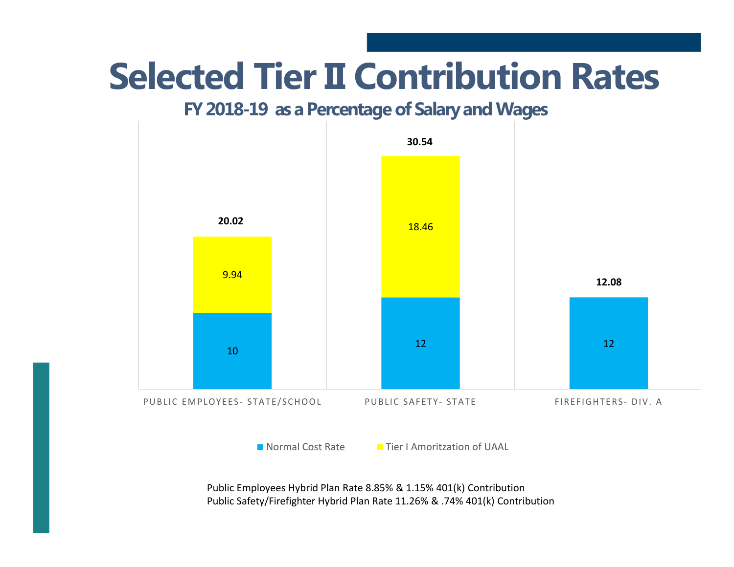# Selected Tier II Contribution Rates

## FY 2018-19 as a Percentage of Salary and Wages

| | Normal Cost Rate | Tier I Amortization of UAAL | Total |
|---|---|---|---|
| PUBLIC EMPLOYEES- STATE/SCHOOL | 10 | 9.94 | 20.02 |
| PUBLIC SAFETY- STATE | 12 | 18.46 | 30.54 |
| FIREFIGHTERS- DIV. A | 12 | | 12.08 |

Public Employees Hybrid Plan Rate 8.85% & 1.15% 401(k) Contribution
Public Safety/Firefighter Hybrid Plan Rate 11.26% & .74% 401(k) Contribution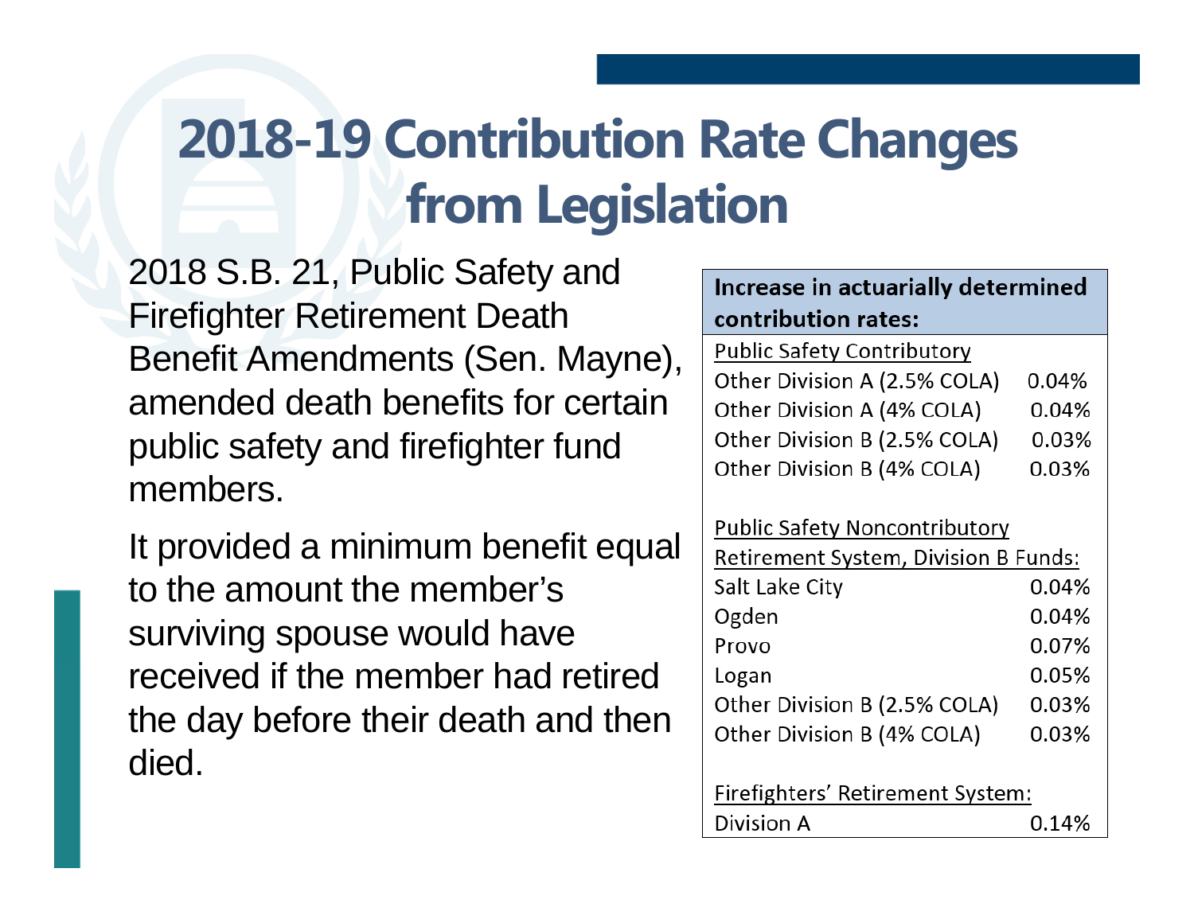# 2018-19 Contribution Rate Changes from Legislation

2018 S.B. 21, Public Safety and Firefighter Retirement Death Benefit Amendments (Sen. Mayne), amended death benefits for certain public safety and firefighter fund members.

It provided a minimum benefit equal to the amount the member's surviving spouse would have received if the member had retired the day before their death and then died.

| **Increase in actuarially determined contribution rates:** | |
|---|---|
| Public Safety Contributory | |
| Other Division A (2.5% COLA) | 0.04% |
| Other Division A (4% COLA) | 0.04% |
| Other Division B (2.5% COLA) | 0.03% |
| Other Division B (4% COLA) | 0.03% |
| | |
| Public Safety Noncontributory Retirement System, Division B Funds: | |
| Salt Lake City | 0.04% |
| Ogden | 0.04% |
| Provo | 0.07% |
| Logan | 0.05% |
| Other Division B (2.5% COLA) | 0.03% |
| Other Division B (4% COLA) | 0.03% |
| | |
| Firefighters' Retirement System: | |
| Division A | 0.14% |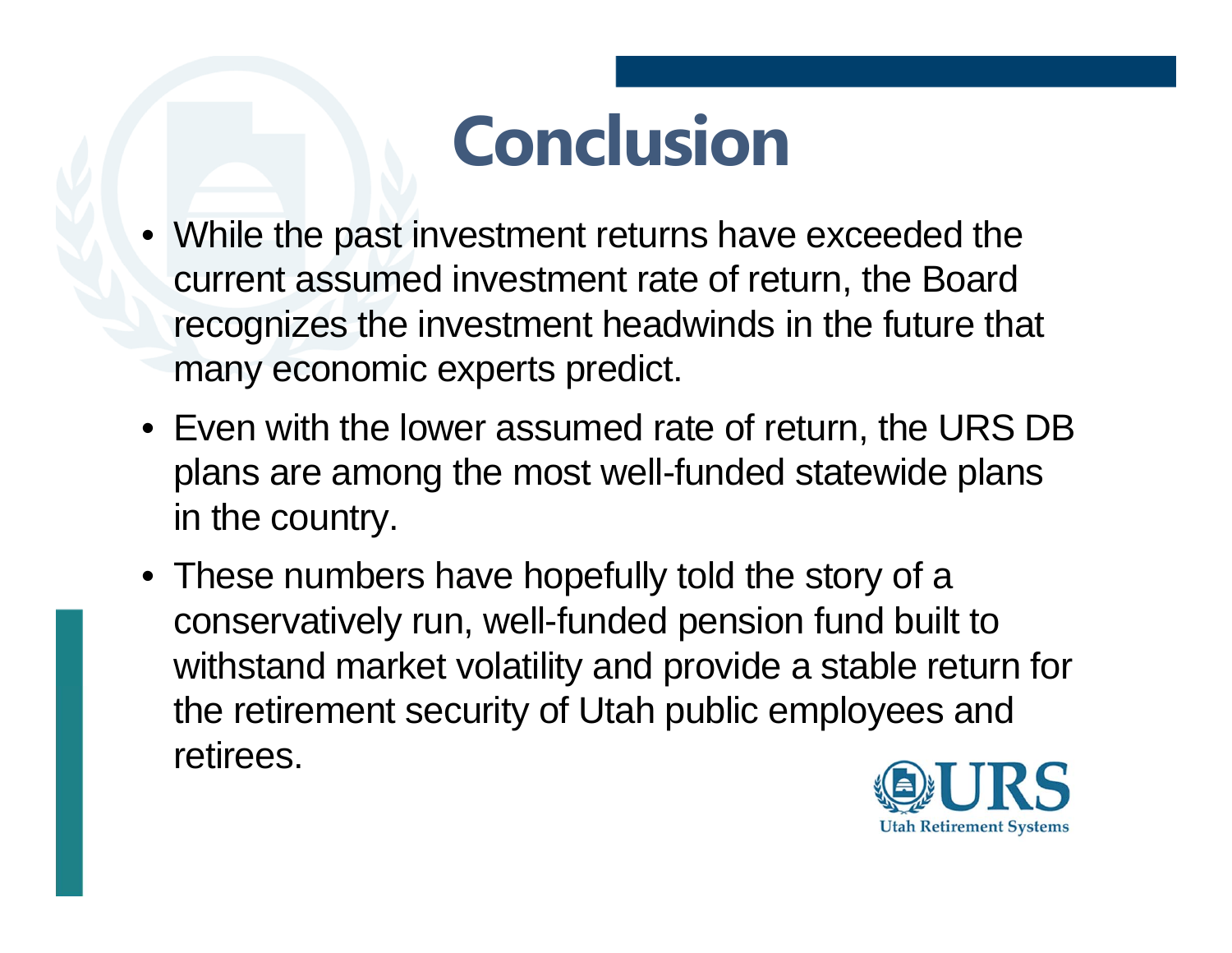# Conclusion

- While the past investment returns have exceeded the current assumed investment rate of return, the Board recognizes the investment headwinds in the future that many economic experts predict.
- Even with the lower assumed rate of return, the URS DB plans are among the most well-funded statewide plans in the country.
- These numbers have hopefully told the story of a conservatively run, well-funded pension fund built to withstand market volatility and provide a stable return for the retirement security of Utah public employees and retirees.

URS
Utah Retirement Systems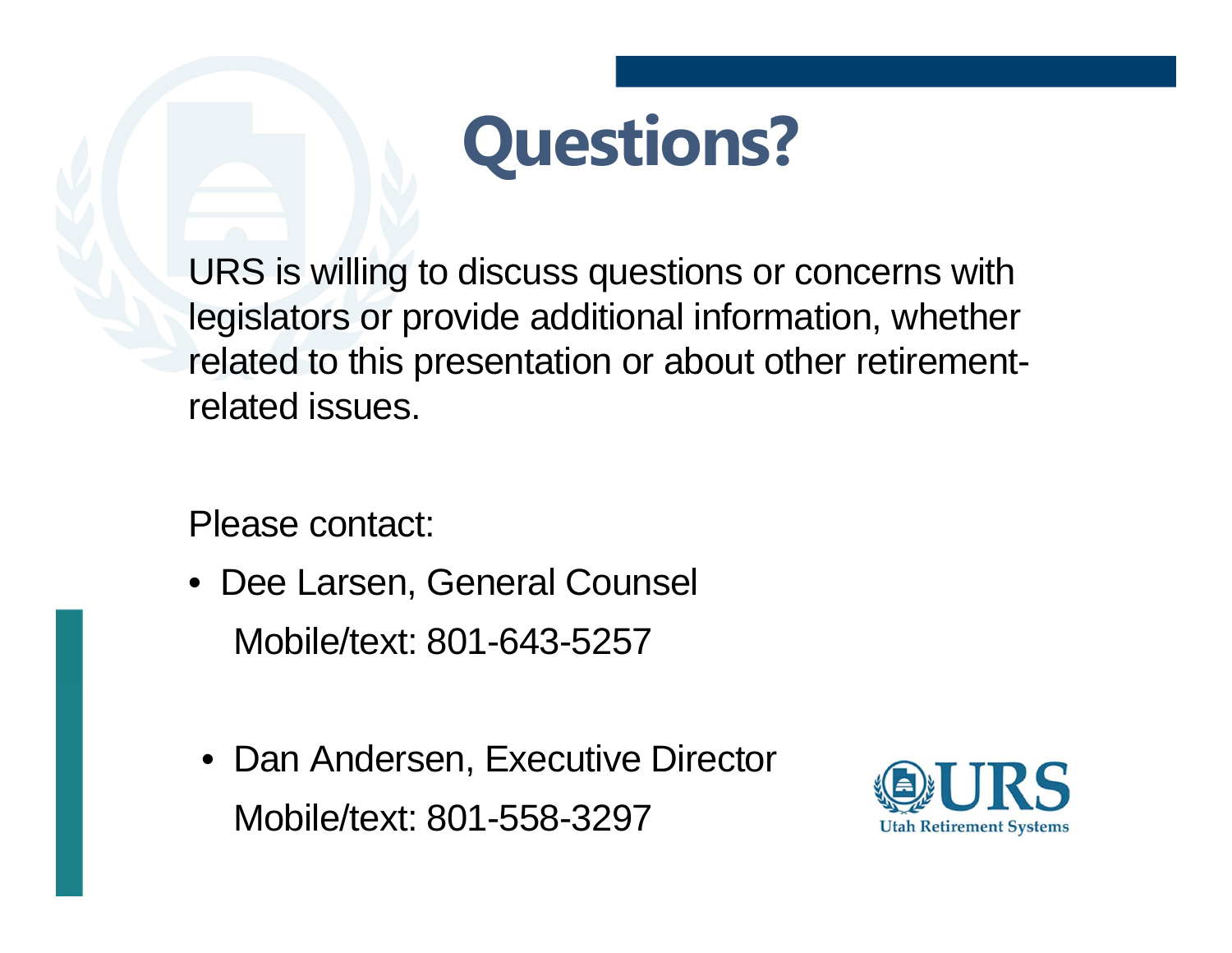# Questions?

URS is willing to discuss questions or concerns with legislators or provide additional information, whether related to this presentation or about other retirement-related issues.

Please contact:

- Dee Larsen, General Counsel
  Mobile/text: 801-643-5257

- Dan Andersen, Executive Director
  Mobile/text: 801-558-3297

URS
Utah Retirement Systems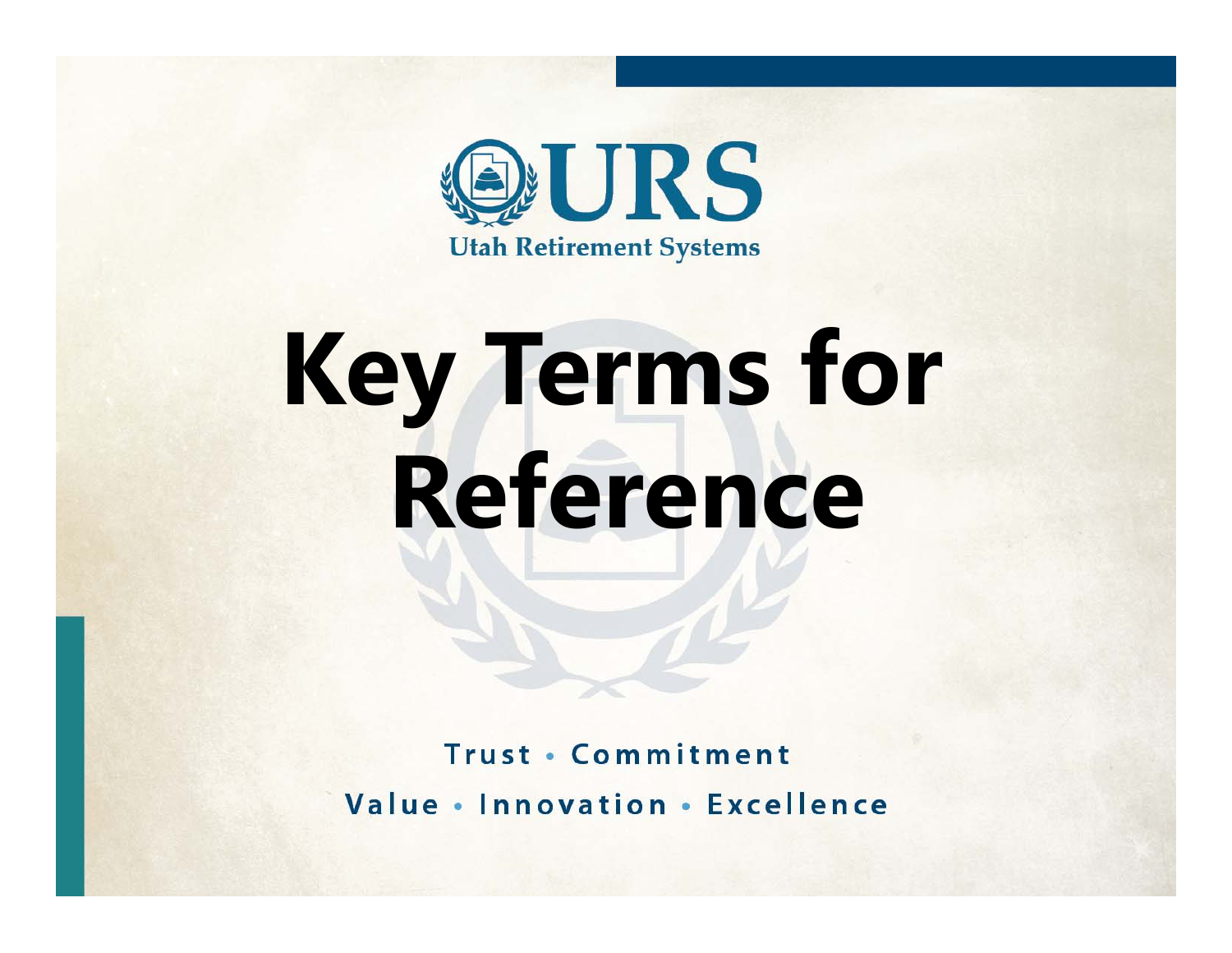URS

Utah Retirement Systems

# Key Terms for Reference

Trust • Commitment

Value • Innovation • Excellence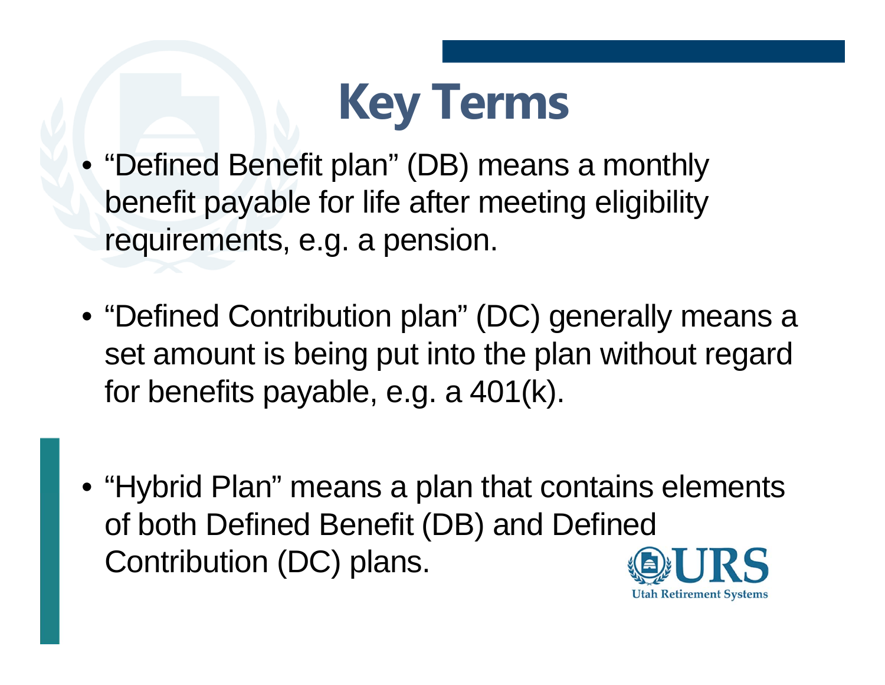# Key Terms

- "Defined Benefit plan" (DB) means a monthly benefit payable for life after meeting eligibility requirements, e.g. a pension.

- "Defined Contribution plan" (DC) generally means a set amount is being put into the plan without regard for benefits payable, e.g. a 401(k).

- "Hybrid Plan" means a plan that contains elements of both Defined Benefit (DB) and Defined Contribution (DC) plans.

URS
Utah Retirement Systems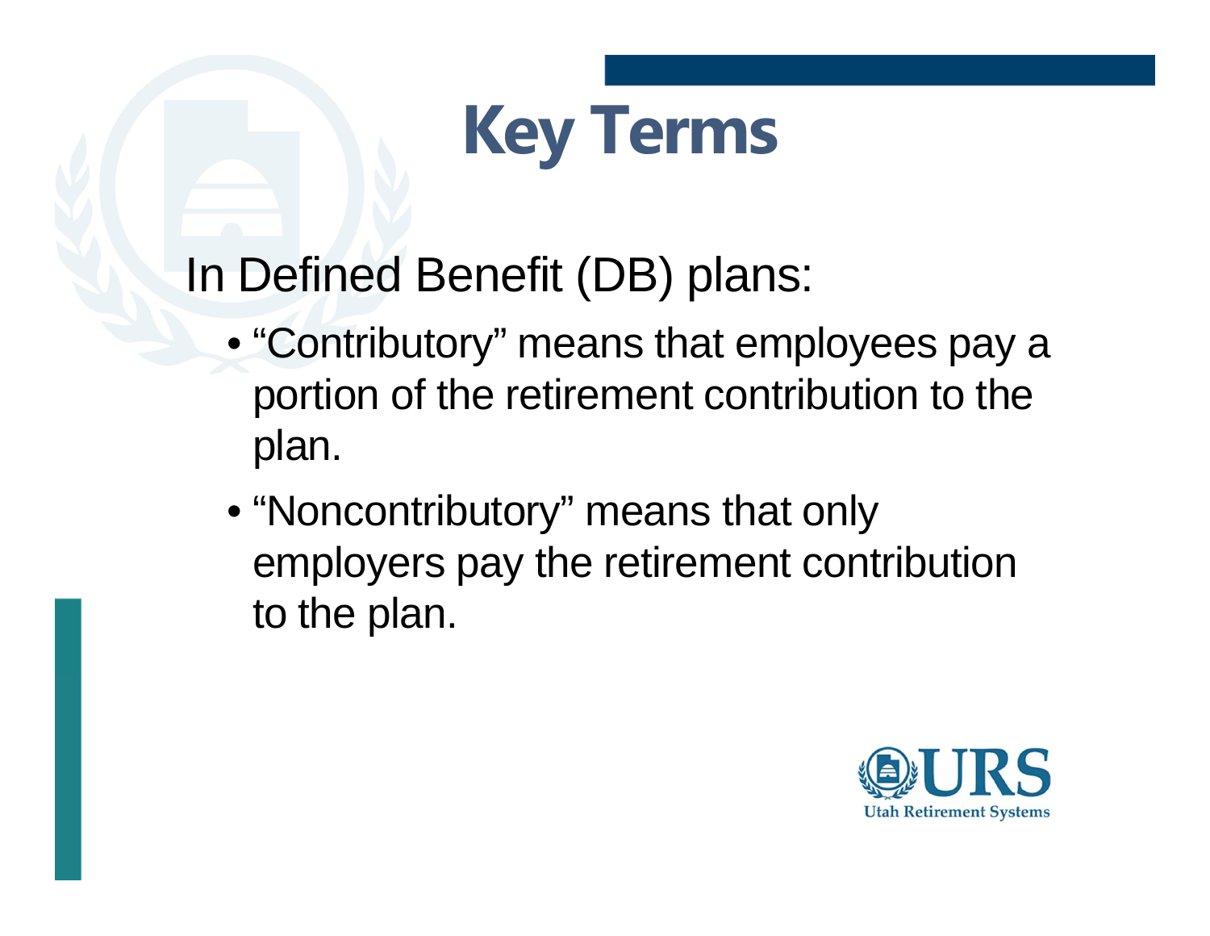# Key Terms

In Defined Benefit (DB) plans:

- "Contributory" means that employees pay a portion of the retirement contribution to the plan.
- "Noncontributory" means that only employers pay the retirement contribution to the plan.